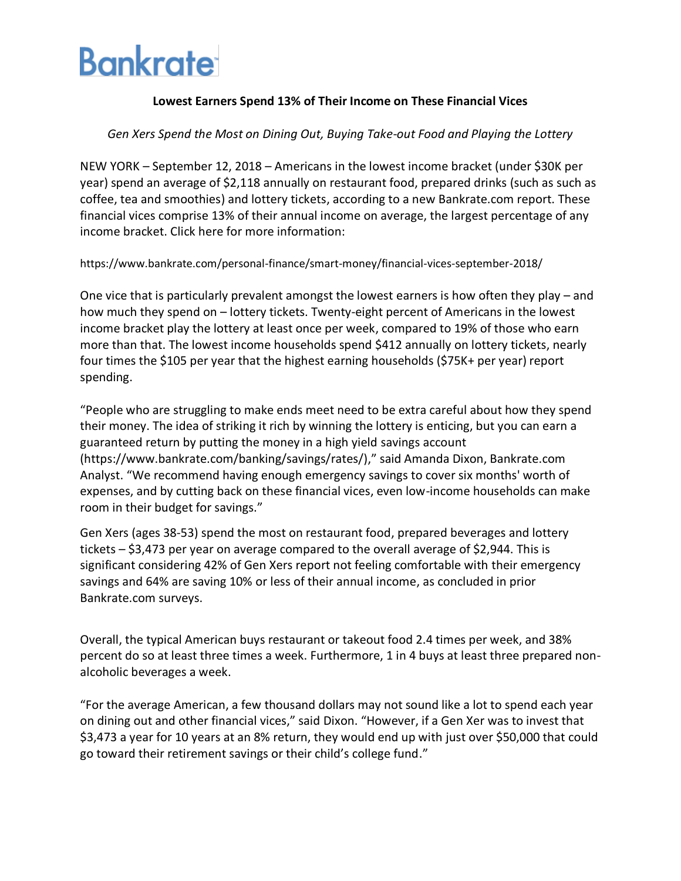# Bankrate

**Lowest Earners Spend 13% of Their Income on These Financial Vices**

*Gen Xers Spend the Most on Dining Out, Buying Take-out Food and Playing the Lottery*

NEW YORK – September 12, 2018 – Americans in the lowest income bracket (under $30K per year) spend an average of $2,118 annually on restaurant food, prepared drinks (such as such as coffee, tea and smoothies) and lottery tickets, according to a new Bankrate.com report. These financial vices comprise 13% of their annual income on average, the largest percentage of any income bracket. Click here for more information:

https://www.bankrate.com/personal-finance/smart-money/financial-vices-september-2018/

One vice that is particularly prevalent amongst the lowest earners is how often they play – and how much they spend on – lottery tickets. Twenty-eight percent of Americans in the lowest income bracket play the lottery at least once per week, compared to 19% of those who earn more than that. The lowest income households spend $412 annually on lottery tickets, nearly four times the $105 per year that the highest earning households ($75K+ per year) report spending.

"People who are struggling to make ends meet need to be extra careful about how they spend their money. The idea of striking it rich by winning the lottery is enticing, but you can earn a guaranteed return by putting the money in a high yield savings account (https://www.bankrate.com/banking/savings/rates/)," said Amanda Dixon, Bankrate.com Analyst. "We recommend having enough emergency savings to cover six months' worth of expenses, and by cutting back on these financial vices, even low-income households can make room in their budget for savings."

Gen Xers (ages 38-53) spend the most on restaurant food, prepared beverages and lottery tickets – $3,473 per year on average compared to the overall average of $2,944. This is significant considering 42% of Gen Xers report not feeling comfortable with their emergency savings and 64% are saving 10% or less of their annual income, as concluded in prior Bankrate.com surveys.

Overall, the typical American buys restaurant or takeout food 2.4 times per week, and 38% percent do so at least three times a week. Furthermore, 1 in 4 buys at least three prepared non-alcoholic beverages a week.

"For the average American, a few thousand dollars may not sound like a lot to spend each year on dining out and other financial vices," said Dixon. "However, if a Gen Xer was to invest that $3,473 a year for 10 years at an 8% return, they would end up with just over $50,000 that could go toward their retirement savings or their child's college fund."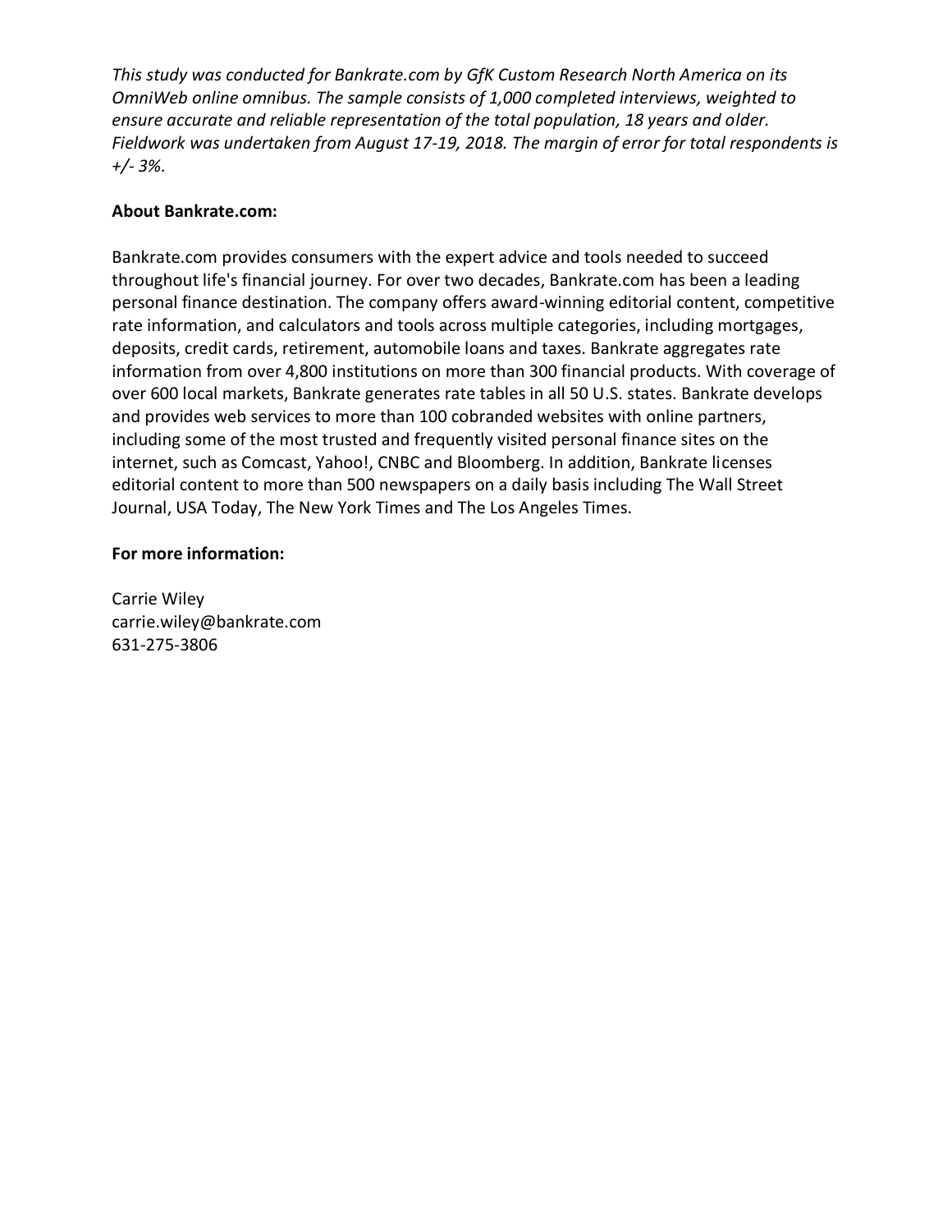*This study was conducted for Bankrate.com by GfK Custom Research North America on its OmniWeb online omnibus. The sample consists of 1,000 completed interviews, weighted to ensure accurate and reliable representation of the total population, 18 years and older. Fieldwork was undertaken from August 17-19, 2018. The margin of error for total respondents is +/- 3%.*

**About Bankrate.com:**

Bankrate.com provides consumers with the expert advice and tools needed to succeed throughout life's financial journey. For over two decades, Bankrate.com has been a leading personal finance destination. The company offers award-winning editorial content, competitive rate information, and calculators and tools across multiple categories, including mortgages, deposits, credit cards, retirement, automobile loans and taxes. Bankrate aggregates rate information from over 4,800 institutions on more than 300 financial products. With coverage of over 600 local markets, Bankrate generates rate tables in all 50 U.S. states. Bankrate develops and provides web services to more than 100 cobranded websites with online partners, including some of the most trusted and frequently visited personal finance sites on the internet, such as Comcast, Yahoo!, CNBC and Bloomberg. In addition, Bankrate licenses editorial content to more than 500 newspapers on a daily basis including The Wall Street Journal, USA Today, The New York Times and The Los Angeles Times.

**For more information:**

Carrie Wiley
carrie.wiley@bankrate.com
631-275-3806